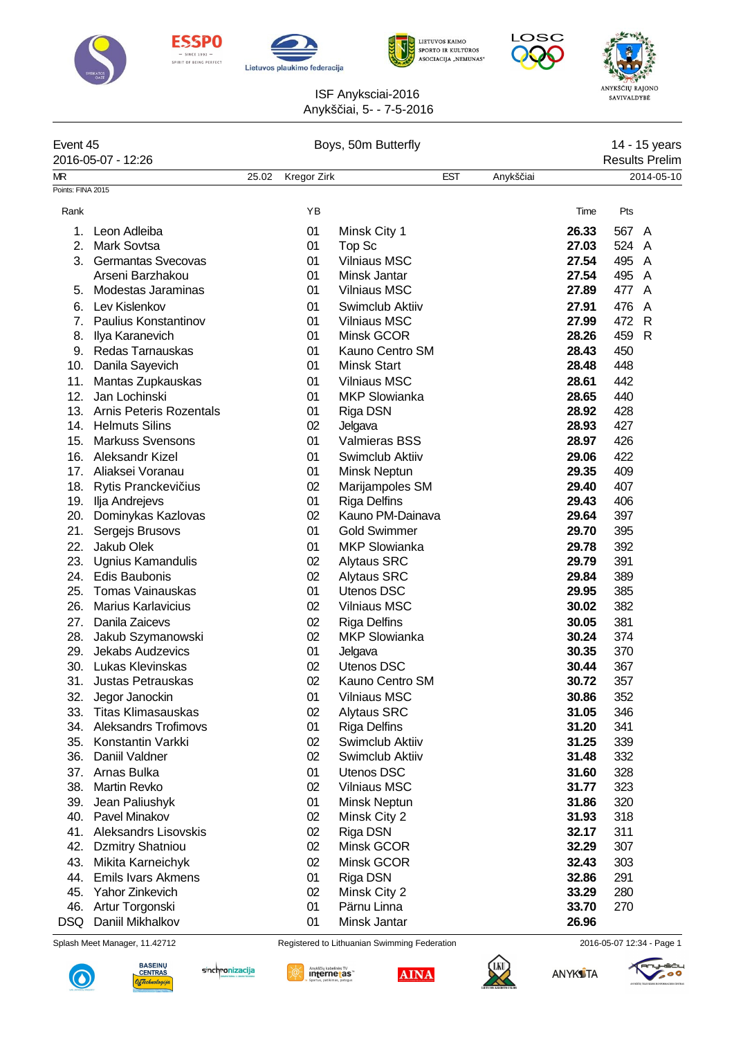ISF Anyksciai-2016
Anykščiai, 5- - 7-5-2016

**Event 45** — Boys, 50m Butterfly — 14 - 15 years
2016-05-07 - 12:26 — Results Prelim

MR 25.02 Kregor Zirk EST Anykščiai 2014-05-10

Points: FINA 2015

| Rank | | YB | | Time | Pts | |
|---|---|---|---|---|---|---|
| 1. | Leon Adleiba | 01 | Minsk City 1 | **26.33** | 567 | A |
| 2. | Mark Sovtsa | 01 | Top Sc | **27.03** | 524 | A |
| 3. | Germantas Svecovas | 01 | Vilniaus MSC | **27.54** | 495 | A |
| | Arseni Barzhakou | 01 | Minsk Jantar | **27.54** | 495 | A |
| 5. | Modestas Jaraminas | 01 | Vilniaus MSC | **27.89** | 477 | A |
| 6. | Lev Kislenkov | 01 | Swimclub Aktiiv | **27.91** | 476 | A |
| 7. | Paulius Konstantinov | 01 | Vilniaus MSC | **27.99** | 472 | R |
| 8. | Ilya Karanevich | 01 | Minsk GCOR | **28.26** | 459 | R |
| 9. | Redas Tarnauskas | 01 | Kauno Centro SM | **28.43** | 450 | |
| 10. | Danila Sayevich | 01 | Minsk Start | **28.48** | 448 | |
| 11. | Mantas Zupkauskas | 01 | Vilniaus MSC | **28.61** | 442 | |
| 12. | Jan Lochinski | 01 | MKP Slowianka | **28.65** | 440 | |
| 13. | Arnis Peteris Rozentals | 01 | Riga DSN | **28.92** | 428 | |
| 14. | Helmuts Silins | 02 | Jelgava | **28.93** | 427 | |
| 15. | Markuss Svensons | 01 | Valmieras BSS | **28.97** | 426 | |
| 16. | Aleksandr Kizel | 01 | Swimclub Aktiiv | **29.06** | 422 | |
| 17. | Aliaksei Voranau | 01 | Minsk Neptun | **29.35** | 409 | |
| 18. | Rytis Pranckevičius | 02 | Marijampoles SM | **29.40** | 407 | |
| 19. | Ilja Andrejevs | 01 | Riga Delfins | **29.43** | 406 | |
| 20. | Dominykas Kazlovas | 02 | Kauno PM-Dainava | **29.64** | 397 | |
| 21. | Sergejs Brusovs | 01 | Gold Swimmer | **29.70** | 395 | |
| 22. | Jakub Olek | 01 | MKP Slowianka | **29.78** | 392 | |
| 23. | Ugnius Kamandulis | 02 | Alytaus SRC | **29.79** | 391 | |
| 24. | Edis Baubonis | 02 | Alytaus SRC | **29.84** | 389 | |
| 25. | Tomas Vainauskas | 01 | Utenos DSC | **29.95** | 385 | |
| 26. | Marius Karlavicius | 02 | Vilniaus MSC | **30.02** | 382 | |
| 27. | Danila Zaicevs | 02 | Riga Delfins | **30.05** | 381 | |
| 28. | Jakub Szymanowski | 02 | MKP Slowianka | **30.24** | 374 | |
| 29. | Jekabs Audzevics | 01 | Jelgava | **30.35** | 370 | |
| 30. | Lukas Klevinskas | 02 | Utenos DSC | **30.44** | 367 | |
| 31. | Justas Petrauskas | 02 | Kauno Centro SM | **30.72** | 357 | |
| 32. | Jegor Janockin | 01 | Vilniaus MSC | **30.86** | 352 | |
| 33. | Titas Klimasauskas | 02 | Alytaus SRC | **31.05** | 346 | |
| 34. | Aleksandrs Trofimovs | 01 | Riga Delfins | **31.20** | 341 | |
| 35. | Konstantin Varkki | 02 | Swimclub Aktiiv | **31.25** | 339 | |
| 36. | Daniil Valdner | 02 | Swimclub Aktiiv | **31.48** | 332 | |
| 37. | Arnas Bulka | 01 | Utenos DSC | **31.60** | 328 | |
| 38. | Martin Revko | 02 | Vilniaus MSC | **31.77** | 323 | |
| 39. | Jean Paliushyk | 01 | Minsk Neptun | **31.86** | 320 | |
| 40. | Pavel Minakov | 02 | Minsk City 2 | **31.93** | 318 | |
| 41. | Aleksandrs Lisovskis | 02 | Riga DSN | **32.17** | 311 | |
| 42. | Dzmitry Shatniou | 02 | Minsk GCOR | **32.29** | 307 | |
| 43. | Mikita Karneichyk | 02 | Minsk GCOR | **32.43** | 303 | |
| 44. | Emils Ivars Akmens | 01 | Riga DSN | **32.86** | 291 | |
| 45. | Yahor Zinkevich | 02 | Minsk City 2 | **33.29** | 280 | |
| 46. | Artur Torgonski | 01 | Pärnu Linna | **33.70** | 270 | |
| DSQ | Daniil Mikhalkov | 01 | Minsk Jantar | **26.96** | | |

Splash Meet Manager, 11.42712 — Registered to Lithuanian Swimming Federation — 2016-05-07 12:34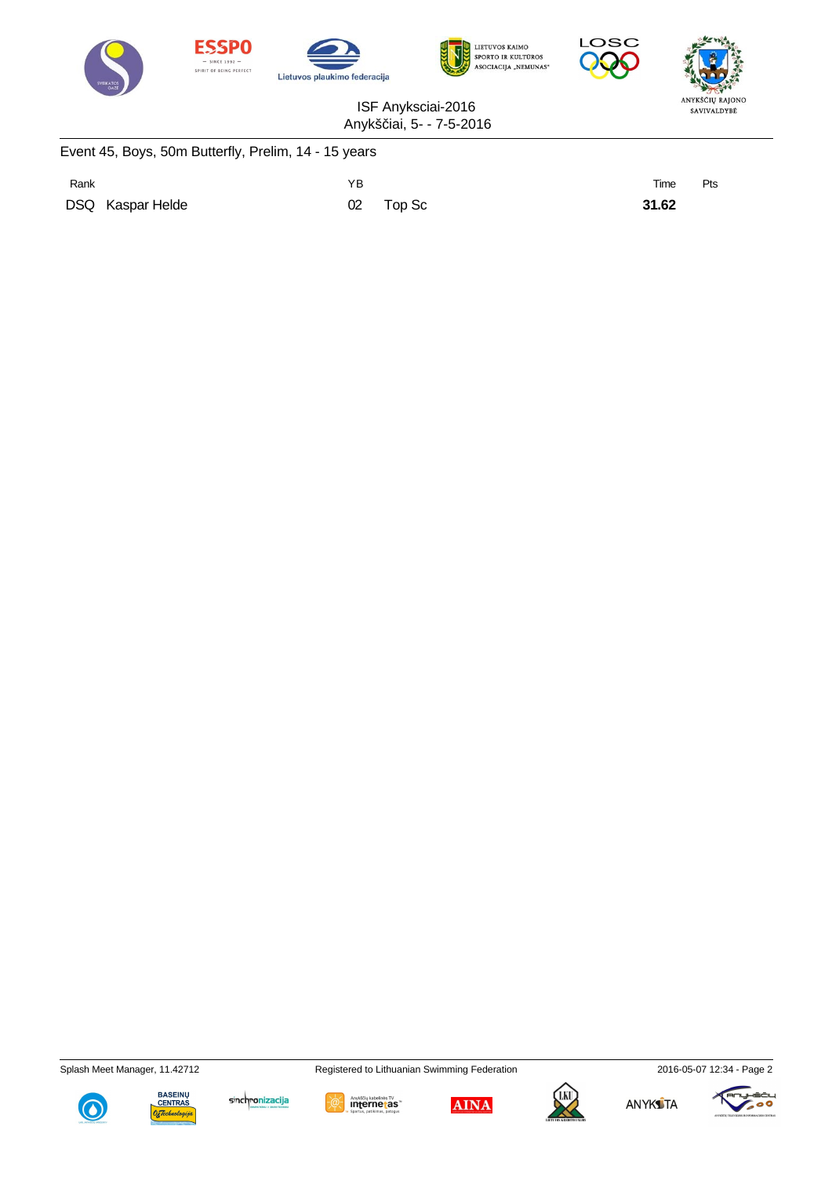ISF Anyksciai-2016
Anykščiai, 5- - 7-5-2016

## Event 45, Boys, 50m Butterfly, Prelim, 14 - 15 years

| Rank | | YB | | Time | Pts |
|---|---|---|---|---|---|
| DSQ | Kaspar Helde | 02 | Top Sc | **31.62** | |

Splash Meet Manager, 11.42712 Registered to Lithuanian Swimming Federation 2016-05-07 12:34